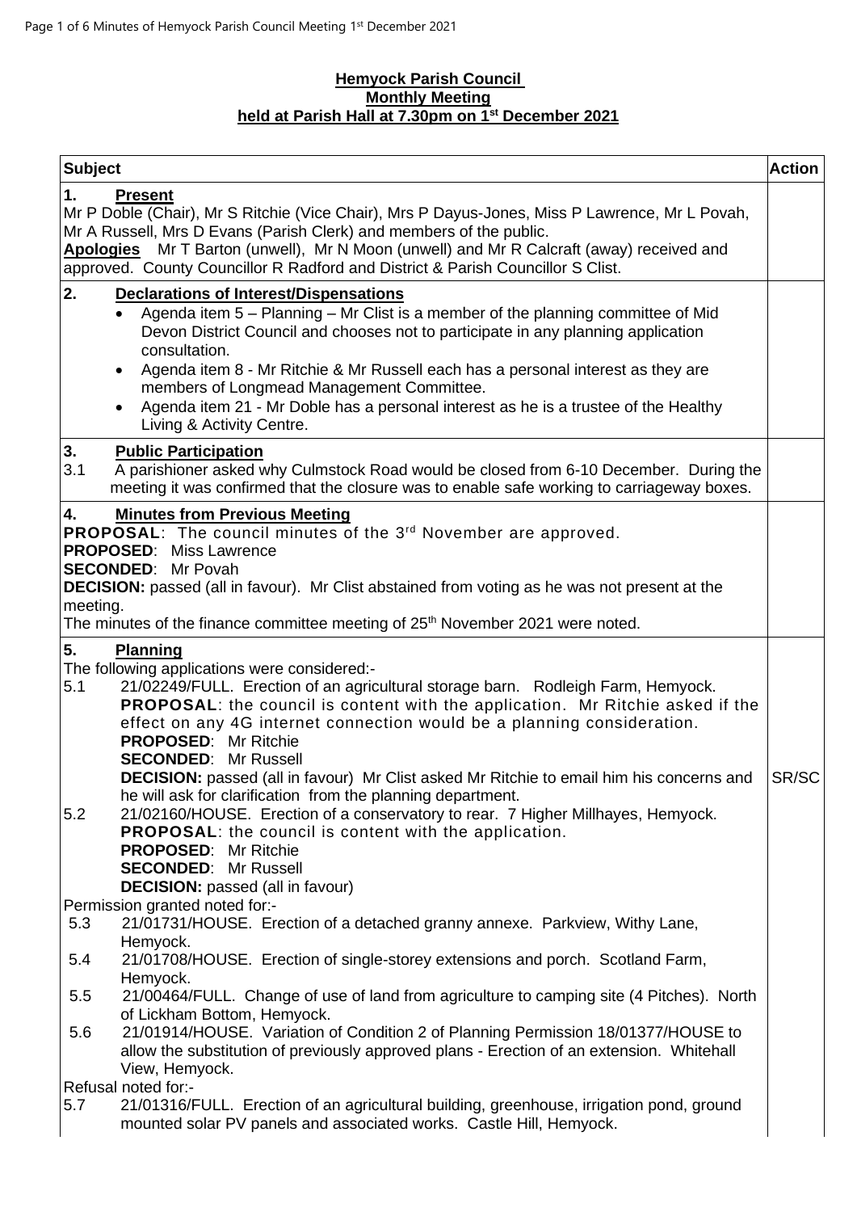**Hemyock Parish Council**
**Monthly Meeting**
**held at Parish Hall at 7.30pm on 1st December 2021**

| Subject | Action |
|---|---|
| **1. Present**<br>Mr P Doble (Chair), Mr S Ritchie (Vice Chair), Mrs P Dayus-Jones, Miss P Lawrence, Mr L Povah, Mr A Russell, Mrs D Evans (Parish Clerk) and members of the public.<br>**Apologies** Mr T Barton (unwell), Mr N Moon (unwell) and Mr R Calcraft (away) received and approved. County Councillor R Radford and District & Parish Councillor S Clist. | |
| **2. Declarations of Interest/Dispensations**<br>• Agenda item 5 – Planning – Mr Clist is a member of the planning committee of Mid Devon District Council and chooses not to participate in any planning application consultation.<br>• Agenda item 8 - Mr Ritchie & Mr Russell each has a personal interest as they are members of Longmead Management Committee.<br>• Agenda item 21 - Mr Doble has a personal interest as he is a trustee of the Healthy Living & Activity Centre. | |
| **3. Public Participation**<br>3.1 A parishioner asked why Culmstock Road would be closed from 6-10 December. During the meeting it was confirmed that the closure was to enable safe working to carriageway boxes. | |
| **4. Minutes from Previous Meeting**<br>**PROPOSAL**: The council minutes of the 3rd November are approved.<br>**PROPOSED**: Miss Lawrence<br>**SECONDED**: Mr Povah<br>**DECISION:** passed (all in favour). Mr Clist abstained from voting as he was not present at the meeting.<br>The minutes of the finance committee meeting of 25th November 2021 were noted. | |
| **5. Planning**<br>The following applications were considered:-<br>5.1 21/02249/FULL. Erection of an agricultural storage barn. Rodleigh Farm, Hemyock.<br>**PROPOSAL**: the council is content with the application. Mr Ritchie asked if the effect on any 4G internet connection would be a planning consideration.<br>**PROPOSED**: Mr Ritchie<br>**SECONDED**: Mr Russell<br>**DECISION:** passed (all in favour) Mr Clist asked Mr Ritchie to email him his concerns and he will ask for clarification from the planning department.<br>5.2 21/02160/HOUSE. Erection of a conservatory to rear. 7 Higher Millhayes, Hemyock.<br>**PROPOSAL**: the council is content with the application.<br>**PROPOSED**: Mr Ritchie<br>**SECONDED**: Mr Russell<br>**DECISION:** passed (all in favour)<br>Permission granted noted for:-<br>5.3 21/01731/HOUSE. Erection of a detached granny annexe. Parkview, Withy Lane, Hemyock.<br>5.4 21/01708/HOUSE. Erection of single-storey extensions and porch. Scotland Farm, Hemyock.<br>5.5 21/00464/FULL. Change of use of land from agriculture to camping site (4 Pitches). North of Lickham Bottom, Hemyock.<br>5.6 21/01914/HOUSE. Variation of Condition 2 of Planning Permission 18/01377/HOUSE to allow the substitution of previously approved plans - Erection of an extension. Whitehall View, Hemyock.<br>Refusal noted for:-<br>5.7 21/01316/FULL. Erection of an agricultural building, greenhouse, irrigation pond, ground mounted solar PV panels and associated works. Castle Hill, Hemyock. | SR/SC |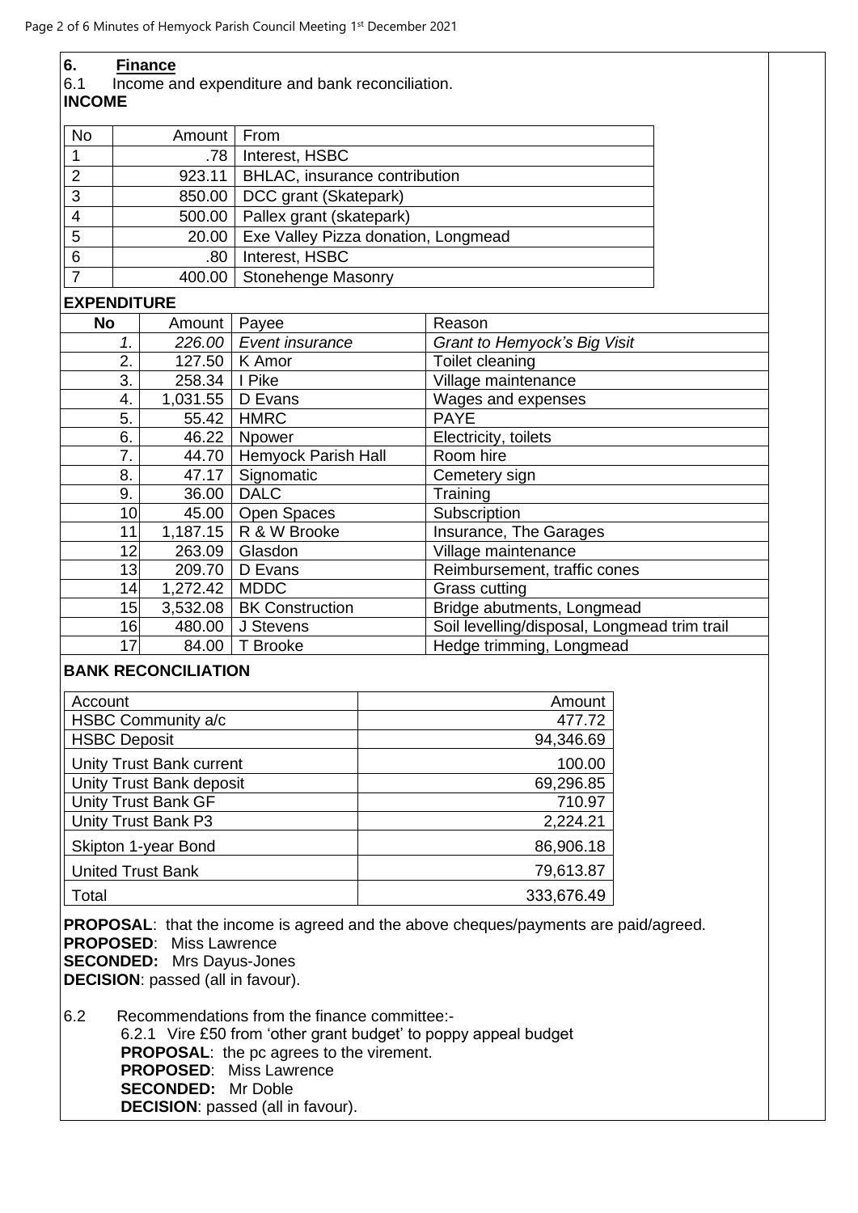## 6. Finance

6.1 Income and expenditure and bank reconciliation.

**INCOME**

| No | Amount | From |
|---|---|---|
| 1 | .78 | Interest, HSBC |
| 2 | 923.11 | BHLAC, insurance contribution |
| 3 | 850.00 | DCC grant (Skatepark) |
| 4 | 500.00 | Pallex grant (skatepark) |
| 5 | 20.00 | Exe Valley Pizza donation, Longmead |
| 6 | .80 | Interest, HSBC |
| 7 | 400.00 | Stonehenge Masonry |

**EXPENDITURE**

| No | Amount | Payee | Reason |
|---|---|---|---|
| *1.* | *226.00* | *Event insurance* | *Grant to Hemyock's Big Visit* |
| 2. | 127.50 | K Amor | Toilet cleaning |
| 3. | 258.34 | I Pike | Village maintenance |
| 4. | 1,031.55 | D Evans | Wages and expenses |
| 5. | 55.42 | HMRC | PAYE |
| 6. | 46.22 | Npower | Electricity, toilets |
| 7. | 44.70 | Hemyock Parish Hall | Room hire |
| 8. | 47.17 | Signomatic | Cemetery sign |
| 9. | 36.00 | DALC | Training |
| 10 | 45.00 | Open Spaces | Subscription |
| 11 | 1,187.15 | R & W Brooke | Insurance, The Garages |
| 12 | 263.09 | Glasdon | Village maintenance |
| 13 | 209.70 | D Evans | Reimbursement, traffic cones |
| 14 | 1,272.42 | MDDC | Grass cutting |
| 15 | 3,532.08 | BK Construction | Bridge abutments, Longmead |
| 16 | 480.00 | J Stevens | Soil levelling/disposal, Longmead trim trail |
| 17 | 84.00 | T Brooke | Hedge trimming, Longmead |

**BANK RECONCILIATION**

| Account | Amount |
|---|---|
| HSBC Community a/c | 477.72 |
| HSBC Deposit | 94,346.69 |
| Unity Trust Bank current | 100.00 |
| Unity Trust Bank deposit | 69,296.85 |
| Unity Trust Bank GF | 710.97 |
| Unity Trust Bank P3 | 2,224.21 |
| Skipton 1-year Bond | 86,906.18 |
| United Trust Bank | 79,613.87 |
| Total | 333,676.49 |

**PROPOSAL**: that the income is agreed and the above cheques/payments are paid/agreed.
**PROPOSED**: Miss Lawrence
**SECONDED:** Mrs Dayus-Jones
**DECISION**: passed (all in favour).

6.2 Recommendations from the finance committee:-

6.2.1 Vire £50 from 'other grant budget' to poppy appeal budget
**PROPOSAL**: the pc agrees to the virement.
**PROPOSED**: Miss Lawrence
**SECONDED:** Mr Doble
**DECISION**: passed (all in favour).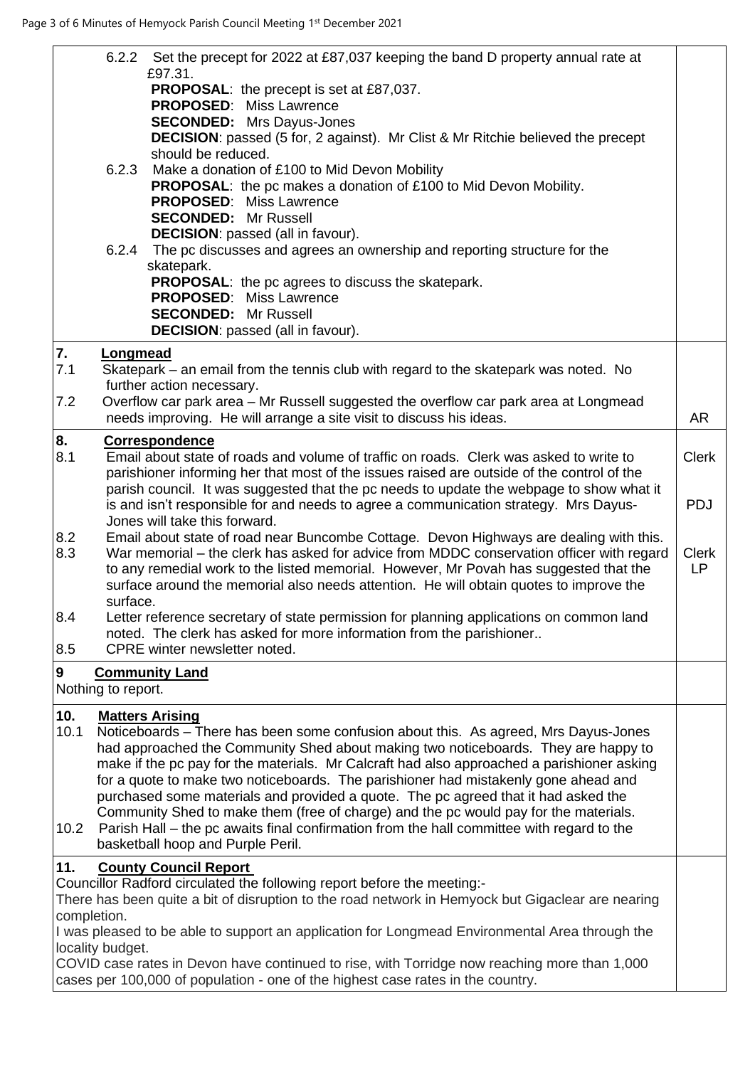| | |
|---|---|
| 6.2.2 Set the precept for 2022 at £87,037 keeping the band D property annual rate at £97.31.<br>**PROPOSAL**: the precept is set at £87,037.<br>**PROPOSED**: Miss Lawrence<br>**SECONDED:** Mrs Dayus-Jones<br>**DECISION**: passed (5 for, 2 against). Mr Clist & Mr Ritchie believed the precept should be reduced.<br>6.2.3 Make a donation of £100 to Mid Devon Mobility<br>**PROPOSAL**: the pc makes a donation of £100 to Mid Devon Mobility.<br>**PROPOSED**: Miss Lawrence<br>**SECONDED:** Mr Russell<br>**DECISION**: passed (all in favour).<br>6.2.4 The pc discusses and agrees an ownership and reporting structure for the skatepark.<br>**PROPOSAL**: the pc agrees to discuss the skatepark.<br>**PROPOSED**: Miss Lawrence<br>**SECONDED:** Mr Russell<br>**DECISION**: passed (all in favour). | |
| **7. Longmead**<br>7.1 Skatepark – an email from the tennis club with regard to the skatepark was noted. No further action necessary.<br>7.2 Overflow car park area – Mr Russell suggested the overflow car park area at Longmead needs improving. He will arrange a site visit to discuss his ideas. | AR |
| **8. Correspondence**<br>8.1 Email about state of roads and volume of traffic on roads. Clerk was asked to write to parishioner informing her that most of the issues raised are outside of the control of the parish council. It was suggested that the pc needs to update the webpage to show what it is and isn't responsible for and needs to agree a communication strategy. Mrs Dayus-Jones will take this forward.<br>8.2 Email about state of road near Buncombe Cottage. Devon Highways are dealing with this.<br>8.3 War memorial – the clerk has asked for advice from MDDC conservation officer with regard to any remedial work to the listed memorial. However, Mr Povah has suggested that the surface around the memorial also needs attention. He will obtain quotes to improve the surface.<br>8.4 Letter reference secretary of state permission for planning applications on common land noted. The clerk has asked for more information from the parishioner..<br>8.5 CPRE winter newsletter noted. | Clerk<br><br>PDJ<br><br>Clerk<br>LP |
| **9 Community Land**<br>Nothing to report. | |
| **10. Matters Arising**<br>10.1 Noticeboards – There has been some confusion about this. As agreed, Mrs Dayus-Jones had approached the Community Shed about making two noticeboards. They are happy to make if the pc pay for the materials. Mr Calcraft had also approached a parishioner asking for a quote to make two noticeboards. The parishioner had mistakenly gone ahead and purchased some materials and provided a quote. The pc agreed that it had asked the Community Shed to make them (free of charge) and the pc would pay for the materials.<br>10.2 Parish Hall – the pc awaits final confirmation from the hall committee with regard to the basketball hoop and Purple Peril. | |
| **11. County Council Report**<br>Councillor Radford circulated the following report before the meeting:-<br>There has been quite a bit of disruption to the road network in Hemyock but Gigaclear are nearing completion.<br>I was pleased to be able to support an application for Longmead Environmental Area through the locality budget.<br>COVID case rates in Devon have continued to rise, with Torridge now reaching more than 1,000 cases per 100,000 of population - one of the highest case rates in the country. | |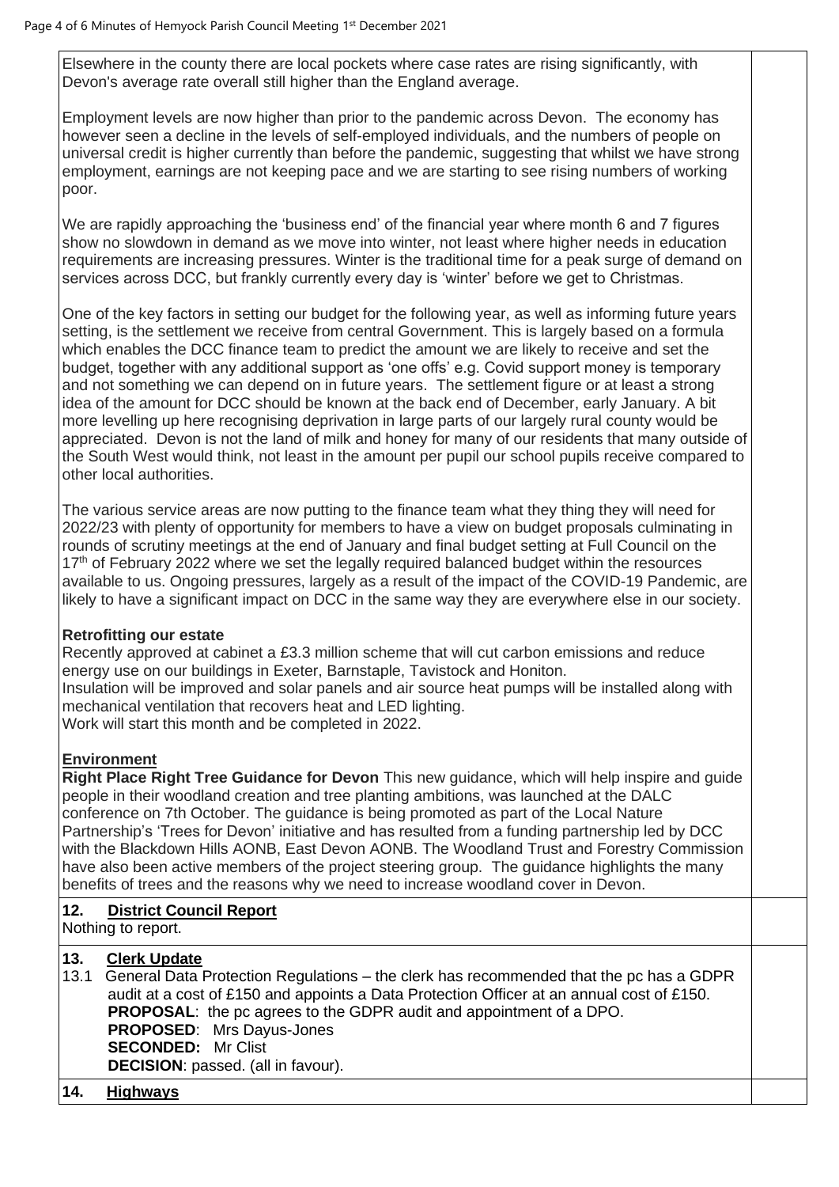Elsewhere in the county there are local pockets where case rates are rising significantly, with Devon's average rate overall still higher than the England average.

Employment levels are now higher than prior to the pandemic across Devon. The economy has however seen a decline in the levels of self-employed individuals, and the numbers of people on universal credit is higher currently than before the pandemic, suggesting that whilst we have strong employment, earnings are not keeping pace and we are starting to see rising numbers of working poor.

We are rapidly approaching the 'business end' of the financial year where month 6 and 7 figures show no slowdown in demand as we move into winter, not least where higher needs in education requirements are increasing pressures. Winter is the traditional time for a peak surge of demand on services across DCC, but frankly currently every day is 'winter' before we get to Christmas.

One of the key factors in setting our budget for the following year, as well as informing future years setting, is the settlement we receive from central Government. This is largely based on a formula which enables the DCC finance team to predict the amount we are likely to receive and set the budget, together with any additional support as 'one offs' e.g. Covid support money is temporary and not something we can depend on in future years. The settlement figure or at least a strong idea of the amount for DCC should be known at the back end of December, early January. A bit more levelling up here recognising deprivation in large parts of our largely rural county would be appreciated. Devon is not the land of milk and honey for many of our residents that many outside of the South West would think, not least in the amount per pupil our school pupils receive compared to other local authorities.

The various service areas are now putting to the finance team what they thing they will need for 2022/23 with plenty of opportunity for members to have a view on budget proposals culminating in rounds of scrutiny meetings at the end of January and final budget setting at Full Council on the 17th of February 2022 where we set the legally required balanced budget within the resources available to us. Ongoing pressures, largely as a result of the impact of the COVID-19 Pandemic, are likely to have a significant impact on DCC in the same way they are everywhere else in our society.

**Retrofitting our estate**
Recently approved at cabinet a £3.3 million scheme that will cut carbon emissions and reduce energy use on our buildings in Exeter, Barnstaple, Tavistock and Honiton.
Insulation will be improved and solar panels and air source heat pumps will be installed along with mechanical ventilation that recovers heat and LED lighting.
Work will start this month and be completed in 2022.

**Environment**

**Right Place Right Tree Guidance for Devon** This new guidance, which will help inspire and guide people in their woodland creation and tree planting ambitions, was launched at the DALC conference on 7th October. The guidance is being promoted as part of the Local Nature Partnership's 'Trees for Devon' initiative and has resulted from a funding partnership led by DCC with the Blackdown Hills AONB, East Devon AONB. The Woodland Trust and Forestry Commission have also been active members of the project steering group. The guidance highlights the many benefits of trees and the reasons why we need to increase woodland cover in Devon.

## 12. District Council Report

Nothing to report.

## 13. Clerk Update

13.1 General Data Protection Regulations – the clerk has recommended that the pc has a GDPR audit at a cost of £150 and appoints a Data Protection Officer at an annual cost of £150.
**PROPOSAL**: the pc agrees to the GDPR audit and appointment of a DPO.
**PROPOSED**: Mrs Dayus-Jones
**SECONDED:** Mr Clist
**DECISION**: passed. (all in favour).

## 14. Highways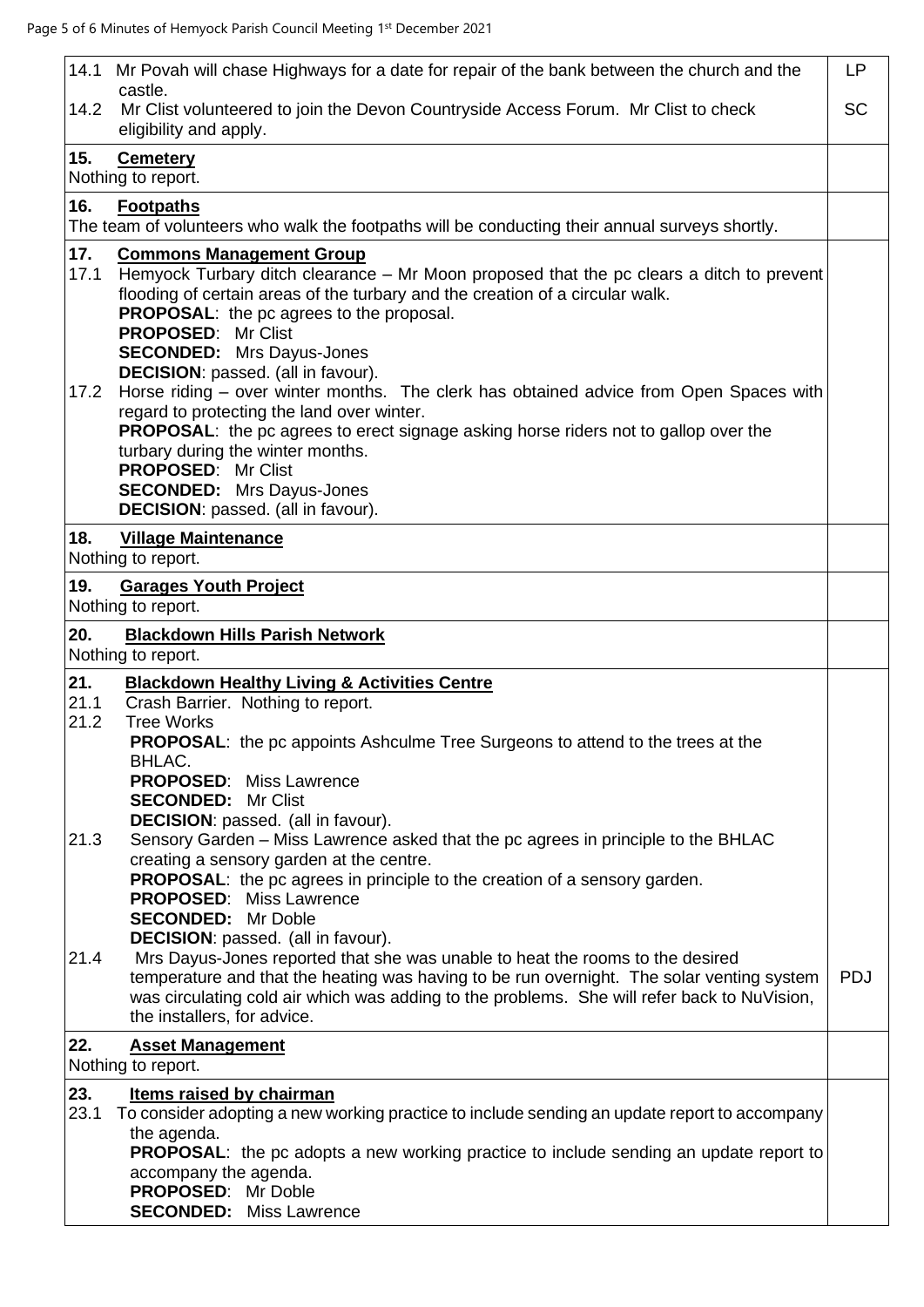| | |
|---|---|
| 14.1 Mr Povah will chase Highways for a date for repair of the bank between the church and the castle.<br>14.2 Mr Clist volunteered to join the Devon Countryside Access Forum. Mr Clist to check eligibility and apply. | LP<br><br>SC |
| **15. Cemetery**<br>Nothing to report. | |
| **16. Footpaths**<br>The team of volunteers who walk the footpaths will be conducting their annual surveys shortly. | |
| **17. Commons Management Group**<br>17.1 Hemyock Turbary ditch clearance – Mr Moon proposed that the pc clears a ditch to prevent flooding of certain areas of the turbary and the creation of a circular walk.<br>**PROPOSAL**: the pc agrees to the proposal.<br>**PROPOSED**: Mr Clist<br>**SECONDED:** Mrs Dayus-Jones<br>**DECISION**: passed. (all in favour).<br>17.2 Horse riding – over winter months. The clerk has obtained advice from Open Spaces with regard to protecting the land over winter.<br>**PROPOSAL**: the pc agrees to erect signage asking horse riders not to gallop over the turbary during the winter months.<br>**PROPOSED**: Mr Clist<br>**SECONDED:** Mrs Dayus-Jones<br>**DECISION**: passed. (all in favour). | |
| **18. Village Maintenance**<br>Nothing to report. | |
| **19. Garages Youth Project**<br>Nothing to report. | |
| **20. Blackdown Hills Parish Network**<br>Nothing to report. | |
| **21. Blackdown Healthy Living & Activities Centre**<br>21.1 Crash Barrier. Nothing to report.<br>21.2 Tree Works<br>**PROPOSAL**: the pc appoints Ashculme Tree Surgeons to attend to the trees at the BHLAC.<br>**PROPOSED**: Miss Lawrence<br>**SECONDED:** Mr Clist<br>**DECISION**: passed. (all in favour).<br>21.3 Sensory Garden – Miss Lawrence asked that the pc agrees in principle to the BHLAC creating a sensory garden at the centre.<br>**PROPOSAL**: the pc agrees in principle to the creation of a sensory garden.<br>**PROPOSED**: Miss Lawrence<br>**SECONDED:** Mr Doble<br>**DECISION**: passed. (all in favour).<br>21.4 Mrs Dayus-Jones reported that she was unable to heat the rooms to the desired temperature and that the heating was having to be run overnight. The solar venting system was circulating cold air which was adding to the problems. She will refer back to NuVision, the installers, for advice. | <br><br><br><br><br><br><br><br><br><br><br><br><br><br><br>PDJ |
| **22. Asset Management**<br>Nothing to report. | |
| **23. Items raised by chairman**<br>23.1 To consider adopting a new working practice to include sending an update report to accompany the agenda.<br>**PROPOSAL**: the pc adopts a new working practice to include sending an update report to accompany the agenda.<br>**PROPOSED**: Mr Doble<br>**SECONDED:** Miss Lawrence | |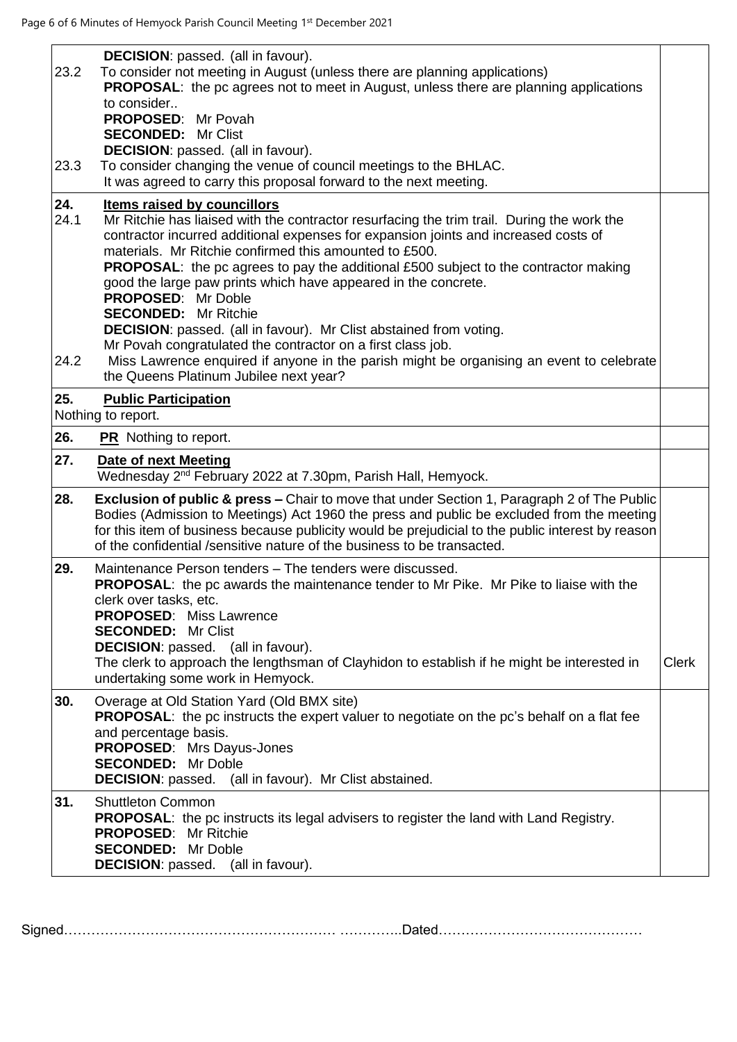|  |  |  |
|---|---|---|
| 23.2<br><br><br><br><br><br>23.3 | **DECISION**: passed. (all in favour).<br>To consider not meeting in August (unless there are planning applications)<br>**PROPOSAL**: the pc agrees not to meet in August, unless there are planning applications to consider..<br>**PROPOSED**: Mr Povah<br>**SECONDED:** Mr Clist<br>**DECISION**: passed. (all in favour).<br>To consider changing the venue of council meetings to the BHLAC.<br>It was agreed to carry this proposal forward to the next meeting. |  |
| **24.**<br>24.1<br><br><br><br><br><br><br><br><br><br>24.2 | **Items raised by councillors**<br>Mr Ritchie has liaised with the contractor resurfacing the trim trail. During the work the contractor incurred additional expenses for expansion joints and increased costs of materials. Mr Ritchie confirmed this amounted to £500.<br>**PROPOSAL**: the pc agrees to pay the additional £500 subject to the contractor making good the large paw prints which have appeared in the concrete.<br>**PROPOSED**: Mr Doble<br>**SECONDED:** Mr Ritchie<br>**DECISION**: passed. (all in favour). Mr Clist abstained from voting.<br>Mr Povah congratulated the contractor on a first class job.<br>Miss Lawrence enquired if anyone in the parish might be organising an event to celebrate the Queens Platinum Jubilee next year? |  |
| **25.** | **Public Participation**<br>Nothing to report. |  |
| **26.** | **PR** Nothing to report. |  |
| **27.** | **Date of next Meeting**<br>Wednesday 2nd February 2022 at 7.30pm, Parish Hall, Hemyock. |  |
| **28.** | **Exclusion of public & press –** Chair to move that under Section 1, Paragraph 2 of The Public Bodies (Admission to Meetings) Act 1960 the press and public be excluded from the meeting for this item of business because publicity would be prejudicial to the public interest by reason of the confidential /sensitive nature of the business to be transacted. |  |
| **29.** | Maintenance Person tenders – The tenders were discussed.<br>**PROPOSAL**: the pc awards the maintenance tender to Mr Pike. Mr Pike to liaise with the clerk over tasks, etc.<br>**PROPOSED**: Miss Lawrence<br>**SECONDED:** Mr Clist<br>**DECISION**: passed. (all in favour).<br>The clerk to approach the lengthsman of Clayhidon to establish if he might be interested in undertaking some work in Hemyock. | Clerk |
| **30.** | Overage at Old Station Yard (Old BMX site)<br>**PROPOSAL**: the pc instructs the expert valuer to negotiate on the pc's behalf on a flat fee and percentage basis.<br>**PROPOSED**: Mrs Dayus-Jones<br>**SECONDED:** Mr Doble<br>**DECISION**: passed. (all in favour). Mr Clist abstained. |  |
| **31.** | Shuttleton Common<br>**PROPOSAL**: the pc instructs its legal advisers to register the land with Land Registry.<br>**PROPOSED**: Mr Ritchie<br>**SECONDED:** Mr Doble<br>**DECISION**: passed. (all in favour). |  |

Signed…………………………………………………… …………..Dated………………………………………